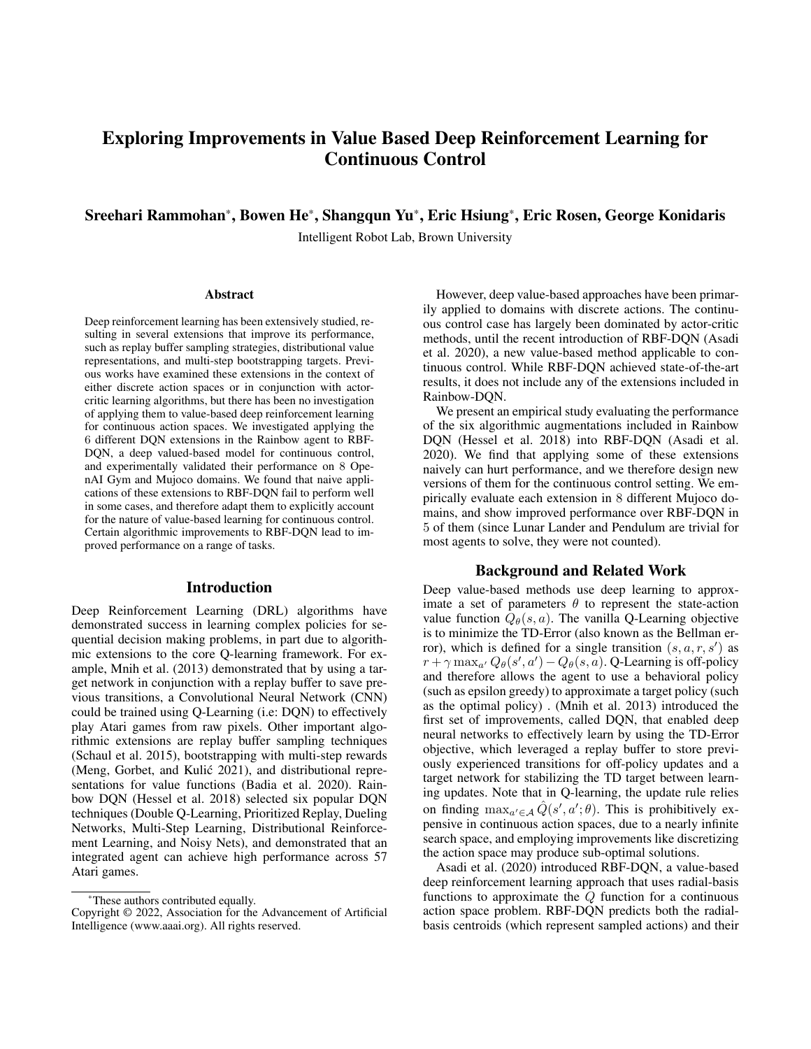# Exploring Improvements in Value Based Deep Reinforcement Learning for Continuous Control

**Sreehari Rammohan*, Bowen He*, Shangqun Yu*, Eric Hsiung*, Eric Rosen, George Konidaris**

Intelligent Robot Lab, Brown University

### Abstract

Deep reinforcement learning has been extensively studied, resulting in several extensions that improve its performance, such as replay buffer sampling strategies, distributional value representations, and multi-step bootstrapping targets. Previous works have examined these extensions in the context of either discrete action spaces or in conjunction with actor-critic learning algorithms, but there has been no investigation of applying them to value-based deep reinforcement learning for continuous action spaces. We investigated applying the 6 different DQN extensions in the Rainbow agent to RBF-DQN, a deep valued-based model for continuous control, and experimentally validated their performance on 8 OpenAI Gym and Mujoco domains. We found that naive applications of these extensions to RBF-DQN fail to perform well in some cases, and therefore adapt them to explicitly account for the nature of value-based learning for continuous control. Certain algorithmic improvements to RBF-DQN lead to improved performance on a range of tasks.

## Introduction

Deep Reinforcement Learning (DRL) algorithms have demonstrated success in learning complex policies for sequential decision making problems, in part due to algorithmic extensions to the core Q-learning framework. For example, Mnih et al. (2013) demonstrated that by using a target network in conjunction with a replay buffer to save previous transitions, a Convolutional Neural Network (CNN) could be trained using Q-Learning (i.e: DQN) to effectively play Atari games from raw pixels. Other important algorithmic extensions are replay buffer sampling techniques (Schaul et al. 2015), bootstrapping with multi-step rewards (Meng, Gorbet, and Kulić 2021), and distributional representations for value functions (Badia et al. 2020). Rainbow DQN (Hessel et al. 2018) selected six popular DQN techniques (Double Q-Learning, Prioritized Replay, Dueling Networks, Multi-Step Learning, Distributional Reinforcement Learning, and Noisy Nets), and demonstrated that an integrated agent can achieve high performance across 57 Atari games.

However, deep value-based approaches have been primarily applied to domains with discrete actions. The continuous control case has largely been dominated by actor-critic methods, until the recent introduction of RBF-DQN (Asadi et al. 2020), a new value-based method applicable to continuous control. While RBF-DQN achieved state-of-the-art results, it does not include any of the extensions included in Rainbow-DQN.

We present an empirical study evaluating the performance of the six algorithmic augmentations included in Rainbow DQN (Hessel et al. 2018) into RBF-DQN (Asadi et al. 2020). We find that applying some of these extensions naively can hurt performance, and we therefore design new versions of them for the continuous control setting. We empirically evaluate each extension in 8 different Mujoco domains, and show improved performance over RBF-DQN in 5 of them (since Lunar Lander and Pendulum are trivial for most agents to solve, they were not counted).

## Background and Related Work

Deep value-based methods use deep learning to approximate a set of parameters $\theta$ to represent the state-action value function $Q_\theta(s, a)$. The vanilla Q-Learning objective is to minimize the TD-Error (also known as the Bellman error), which is defined for a single transition $(s, a, r, s')$ as $r + \gamma \max_{a'} Q_\theta(s', a') - Q_\theta(s, a)$. Q-Learning is off-policy and therefore allows the agent to use a behavioral policy (such as epsilon greedy) to approximate a target policy (such as the optimal policy) . (Mnih et al. 2013) introduced the first set of improvements, called DQN, that enabled deep neural networks to effectively learn by using the TD-Error objective, which leveraged a replay buffer to store previously experienced transitions for off-policy updates and a target network for stabilizing the TD target between learning updates. Note that in Q-learning, the update rule relies on finding $\max_{a' \in \mathcal{A}} \hat{Q}(s', a'; \theta)$. This is prohibitively expensive in continuous action spaces, due to a nearly infinite search space, and employing improvements like discretizing the action space may produce sub-optimal solutions.

Asadi et al. (2020) introduced RBF-DQN, a value-based deep reinforcement learning approach that uses radial-basis functions to approximate the $Q$ function for a continuous action space problem. RBF-DQN predicts both the radial-basis centroids (which represent sampled actions) and their

*These authors contributed equally.

Copyright © 2022, Association for the Advancement of Artificial Intelligence (www.aaai.org). All rights reserved.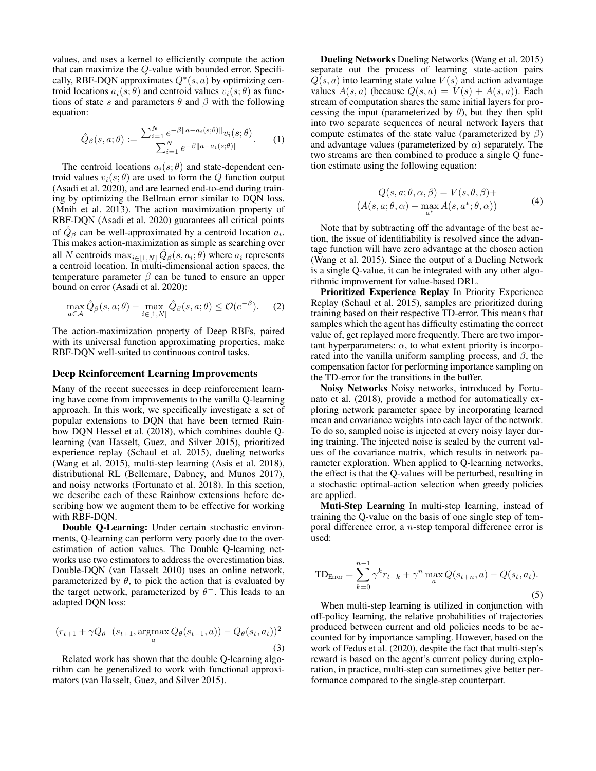values, and uses a kernel to efficiently compute the action that can maximize the $Q$-value with bounded error. Specifically, RBF-DQN approximates $Q^*(s, a)$ by optimizing centroid locations $a_i(s;\theta)$ and centroid values $v_i(s;\theta)$ as functions of state $s$ and parameters $\theta$ and $\beta$ with the following equation:

$$\hat{Q}_\beta(s, a; \theta) := \frac{\sum_{i=1}^{N} e^{-\beta\|a - a_i(s;\theta)\|} v_i(s;\theta)}{\sum_{i=1}^{N} e^{-\beta\|a - a_i(s;\theta)\|}}. \tag{1}$$

The centroid locations $a_i(s;\theta)$ and state-dependent centroid values $v_i(s;\theta)$ are used to form the $Q$ function output (Asadi et al. 2020), and are learned end-to-end during training by optimizing the Bellman error similar to DQN loss. (Mnih et al. 2013). The action maximization property of RBF-DQN (Asadi et al. 2020) guarantees all critical points of $\hat{Q}_\beta$ can be well-approximated by a centroid location $a_i$. This makes action-maximization as simple as searching over all $N$ centroids $\max_{i\in[1,N]} \hat{Q}_\beta(s, a_i; \theta)$ where $a_i$ represents a centroid location. In multi-dimensional action spaces, the temperature parameter $\beta$ can be tuned to ensure an upper bound on error (Asadi et al. 2020):

$$\max_{a\in\mathcal{A}} \hat{Q}_\beta(s, a; \theta) - \max_{i\in[1,N]} \hat{Q}_\beta(s, a_i; \theta) \leq \mathcal{O}(e^{-\beta}). \tag{2}$$

The action-maximization property of Deep RBFs, paired with its universal function approximating properties, make RBF-DQN well-suited to continuous control tasks.

## Deep Reinforcement Learning Improvements

Many of the recent successes in deep reinforcement learning have come from improvements to the vanilla Q-learning approach. In this work, we specifically investigate a set of popular extensions to DQN that have been termed Rainbow DQN Hessel et al. (2018), which combines double Q-learning (van Hasselt, Guez, and Silver 2015), prioritized experience replay (Schaul et al. 2015), dueling networks (Wang et al. 2015), multi-step learning (Asis et al. 2018), distributional RL (Bellemare, Dabney, and Munos 2017), and noisy networks (Fortunato et al. 2018). In this section, we describe each of these Rainbow extensions before describing how we augment them to be effective for working with RBF-DQN.

**Double Q-Learning:** Under certain stochastic environments, Q-learning can perform very poorly due to the overestimation of action values. The Double Q-learning networks use two estimators to address the overestimation bias. Double-DQN (van Hasselt 2010) uses an online network, parameterized by $\theta$, to pick the action that is evaluated by the target network, parameterized by $\theta^-$. This leads to an adapted DQN loss:

$$(r_{t+1} + \gamma Q_{\theta^-}(s_{t+1}, \underset{a}{\operatorname{argmax}}\, Q_\theta(s_{t+1}, a)) - Q_\theta(s_t, a_t))^2 \tag{3}$$

Related work has shown that the double Q-learning algorithm can be generalized to work with functional approximators (van Hasselt, Guez, and Silver 2015).

**Dueling Networks** Dueling Networks (Wang et al. 2015) separate out the process of learning state-action pairs $Q(s, a)$ into learning state value $V(s)$ and action advantage values $A(s, a)$ (because $Q(s, a) = V(s) + A(s, a)$). Each stream of computation shares the same initial layers for processing the input (parameterized by $\theta$), but they then split into two separate sequences of neural network layers that compute estimates of the state value (parameterized by $\beta$) and advantage values (parameterized by $\alpha$) separately. The two streams are then combined to produce a single Q function estimate using the following equation:

$$\begin{aligned} Q(s, a; \theta, \alpha, \beta) = V(s, \theta, \beta) + \\ (A(s, a; \theta, \alpha) - \max_{a^*} A(s, a^*; \theta, \alpha)) \end{aligned} \tag{4}$$

Note that by subtracting off the advantage of the best action, the issue of identifiability is resolved since the advantage function will have zero advantage at the chosen action (Wang et al. 2015). Since the output of a Dueling Network is a single Q-value, it can be integrated with any other algorithmic improvement for value-based DRL.

**Prioritized Experience Replay** In Priority Experience Replay (Schaul et al. 2015), samples are prioritized during training based on their respective TD-error. This means that samples which the agent has difficulty estimating the correct value of, get replayed more frequently. There are two important hyperparameters: $\alpha$, to what extent priority is incorporated into the vanilla uniform sampling process, and $\beta$, the compensation factor for performing importance sampling on the TD-error for the transitions in the buffer.

**Noisy Networks** Noisy networks, introduced by Fortunato et al. (2018), provide a method for automatically exploring network parameter space by incorporating learned mean and covariance weights into each layer of the network. To do so, sampled noise is injected at every noisy layer during training. The injected noise is scaled by the current values of the covariance matrix, which results in network parameter exploration. When applied to Q-learning networks, the effect is that the Q-values will be perturbed, resulting in a stochastic optimal-action selection when greedy policies are applied.

**Muti-Step Learning** In multi-step learning, instead of training the Q-value on the basis of one single step of temporal difference error, a $n$-step temporal difference error is used:

$$\text{TD}_{\text{Error}} = \sum_{k=0}^{n-1} \gamma^k r_{t+k} + \gamma^n \max_a Q(s_{t+n}, a) - Q(s_t, a_t). \tag{5}$$

When multi-step learning is utilized in conjunction with off-policy learning, the relative probabilities of trajectories produced between current and old policies needs to be accounted for by importance sampling. However, based on the work of Fedus et al. (2020), despite the fact that multi-step's reward is based on the agent's current policy during exploration, in practice, multi-step can sometimes give better performance compared to the single-step counterpart.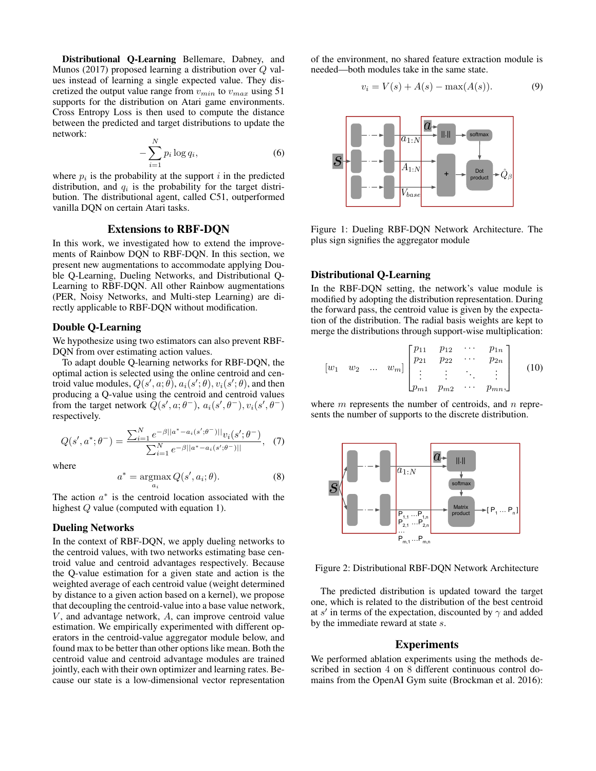**Distributional Q-Learning** Bellemare, Dabney, and Munos (2017) proposed learning a distribution over $Q$ values instead of learning a single expected value. They discretized the output value range from $v_{min}$ to $v_{max}$ using 51 supports for the distribution on Atari game environments. Cross Entropy Loss is then used to compute the distance between the predicted and target distributions to update the network:

$$-\sum_{i=1}^{N} p_i \log q_i, \tag{6}$$

where $p_i$ is the probability at the support $i$ in the predicted distribution, and $q_i$ is the probability for the target distribution. The distributional agent, called C51, outperformed vanilla DQN on certain Atari tasks.

## Extensions to RBF-DQN

In this work, we investigated how to extend the improvements of Rainbow DQN to RBF-DQN. In this section, we present new augmentations to accommodate applying Double Q-Learning, Dueling Networks, and Distributional Q-Learning to RBF-DQN. All other Rainbow augmentations (PER, Noisy Networks, and Multi-step Learning) are directly applicable to RBF-DQN without modification.

### Double Q-Learning

We hypothesize using two estimators can also prevent RBF-DQN from over estimating action values.

To adapt double Q-learning networks for RBF-DQN, the optimal action is selected using the online centroid and centroid value modules, $Q(s', a; \theta)$, $a_i(s'; \theta)$, $v_i(s'; \theta)$, and then producing a Q-value using the centroid and centroid values from the target network $Q(s', a; \theta^-)$, $a_i(s', \theta^-)$, $v_i(s', \theta^-)$ respectively.

$$Q(s', a^*; \theta^-) = \frac{\sum_{i=1}^{N} e^{-\beta ||a^* - a_i(s';\theta^-)||} v_i(s'; \theta^-)}{\sum_{i=1}^{N} e^{-\beta ||a^* - a_i(s';\theta^-)||}}, \tag{7}$$

where

$$a^* = \underset{a_i}{\operatorname{argmax}}\, Q(s', a_i; \theta). \tag{8}$$

The action $a^*$ is the centroid location associated with the highest $Q$ value (computed with equation 1).

### Dueling Networks

In the context of RBF-DQN, we apply dueling networks to the centroid values, with two networks estimating base centroid value and centroid advantages respectively. Because the Q-value estimation for a given state and action is the weighted average of each centroid value (weight determined by distance to a given action based on a kernel), we propose that decoupling the centroid-value into a base value network, $V$, and advantage network, $A$, can improve centroid value estimation. We empirically experimented with different operators in the centroid-value aggregator module below, and found max to be better than other options like mean. Both the centroid value and centroid advantage modules are trained jointly, each with their own optimizer and learning rates. Because our state is a low-dimensional vector representation of the environment, no shared feature extraction module is needed—both modules take in the same state.

$$v_i = V(s) + A(s) - \max(A(s)). \tag{9}$$

Figure 1: Dueling RBF-DQN Network Architecture. The plus sign signifies the aggregator module

### Distributional Q-Learning

In the RBF-DQN setting, the network's value module is modified by adopting the distribution representation. During the forward pass, the centroid value is given by the expectation of the distribution. The radial basis weights are kept to merge the distributions through support-wise multiplication:

$$\begin{bmatrix} w_1 & w_2 & \dots & w_m \end{bmatrix} \begin{bmatrix} p_{11} & p_{12} & \cdots & p_{1n} \\ p_{21} & p_{22} & \cdots & p_{2n} \\ \vdots & \vdots & \ddots & \vdots \\ p_{m1} & p_{m2} & \cdots & p_{mn} \end{bmatrix} \tag{10}$$

where $m$ represents the number of centroids, and $n$ represents the number of supports to the discrete distribution.

Figure 2: Distributional RBF-DQN Network Architecture

The predicted distribution is updated toward the target one, which is related to the distribution of the best centroid at $s'$ in terms of the expectation, discounted by $\gamma$ and added by the immediate reward at state $s$.

## Experiments

We performed ablation experiments using the methods described in section 4 on 8 different continuous control domains from the OpenAI Gym suite (Brockman et al. 2016):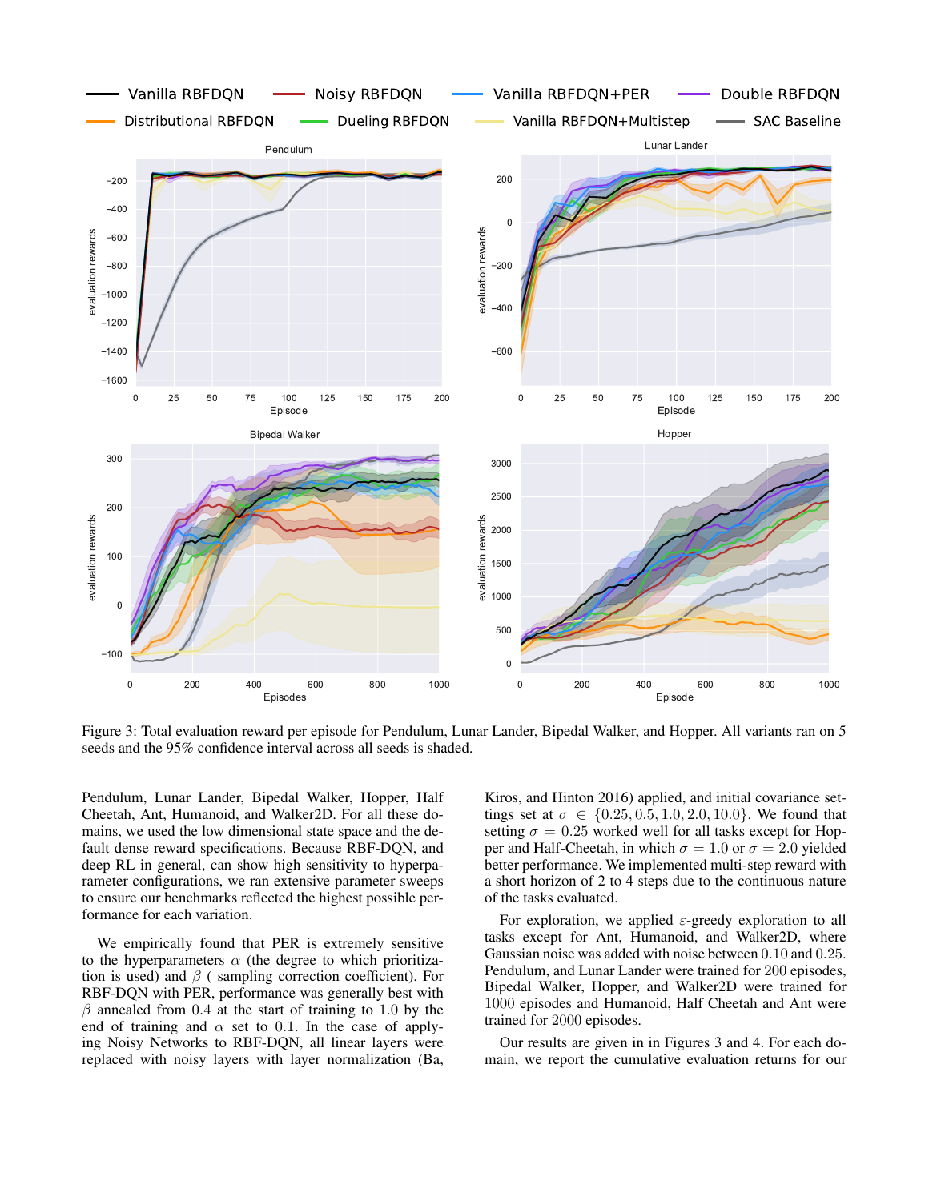Figure 3: Total evaluation reward per episode for Pendulum, Lunar Lander, Bipedal Walker, and Hopper. All variants ran on 5 seeds and the 95% confidence interval across all seeds is shaded.

Pendulum, Lunar Lander, Bipedal Walker, Hopper, Half Cheetah, Ant, Humanoid, and Walker2D. For all these domains, we used the low dimensional state space and the default dense reward specifications. Because RBF-DQN, and deep RL in general, can show high sensitivity to hyperparameter configurations, we ran extensive parameter sweeps to ensure our benchmarks reflected the highest possible performance for each variation.

We empirically found that PER is extremely sensitive to the hyperparameters $\alpha$ (the degree to which prioritization is used) and $\beta$ ( sampling correction coefficient). For RBF-DQN with PER, performance was generally best with $\beta$ annealed from $0.4$ at the start of training to $1.0$ by the end of training and $\alpha$ set to $0.1$. In the case of applying Noisy Networks to RBF-DQN, all linear layers were replaced with noisy layers with layer normalization (Ba, Kiros, and Hinton 2016) applied, and initial covariance settings set at $\sigma \in \{0.25, 0.5, 1.0, 2.0, 10.0\}$. We found that setting $\sigma = 0.25$ worked well for all tasks except for Hopper and Half-Cheetah, in which $\sigma = 1.0$ or $\sigma = 2.0$ yielded better performance. We implemented multi-step reward with a short horizon of 2 to 4 steps due to the continuous nature of the tasks evaluated.

For exploration, we applied $\varepsilon$-greedy exploration to all tasks except for Ant, Humanoid, and Walker2D, where Gaussian noise was added with noise between $0.10$ and $0.25$. Pendulum, and Lunar Lander were trained for 200 episodes, Bipedal Walker, Hopper, and Walker2D were trained for 1000 episodes and Humanoid, Half Cheetah and Ant were trained for 2000 episodes.

Our results are given in in Figures 3 and 4. For each domain, we report the cumulative evaluation returns for our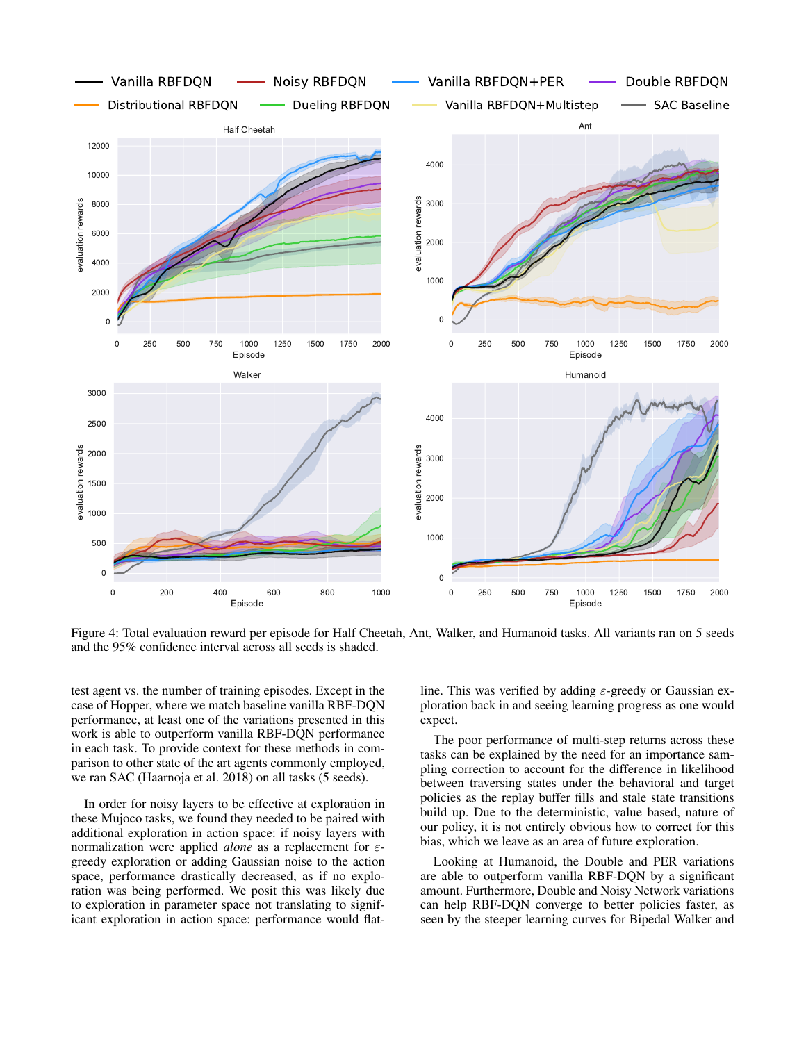Figure 4: Total evaluation reward per episode for Half Cheetah, Ant, Walker, and Humanoid tasks. All variants ran on 5 seeds and the 95% confidence interval across all seeds is shaded.

test agent vs. the number of training episodes. Except in the case of Hopper, where we match baseline vanilla RBF-DQN performance, at least one of the variations presented in this work is able to outperform vanilla RBF-DQN performance in each task. To provide context for these methods in comparison to other state of the art agents commonly employed, we ran SAC (Haarnoja et al. 2018) on all tasks (5 seeds).

In order for noisy layers to be effective at exploration in these Mujoco tasks, we found they needed to be paired with additional exploration in action space: if noisy layers with normalization were applied *alone* as a replacement for $\varepsilon$-greedy exploration or adding Gaussian noise to the action space, performance drastically decreased, as if no exploration was being performed. We posit this was likely due to exploration in parameter space not translating to significant exploration in action space: performance would flatline. This was verified by adding $\varepsilon$-greedy or Gaussian exploration back in and seeing learning progress as one would expect.

The poor performance of multi-step returns across these tasks can be explained by the need for an importance sampling correction to account for the difference in likelihood between traversing states under the behavioral and target policies as the replay buffer fills and stale state transitions build up. Due to the deterministic, value based, nature of our policy, it is not entirely obvious how to correct for this bias, which we leave as an area of future exploration.

Looking at Humanoid, the Double and PER variations are able to outperform vanilla RBF-DQN by a significant amount. Furthermore, Double and Noisy Network variations can help RBF-DQN converge to better policies faster, as seen by the steeper learning curves for Bipedal Walker and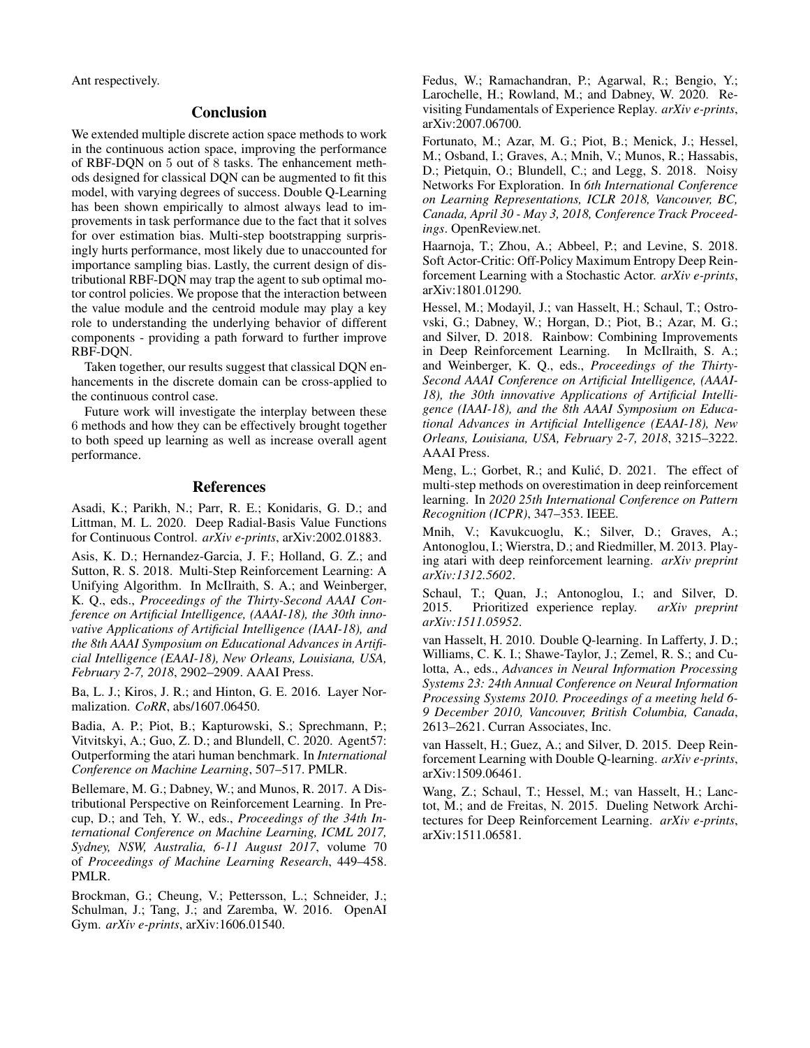Ant respectively.

## Conclusion

We extended multiple discrete action space methods to work in the continuous action space, improving the performance of RBF-DQN on 5 out of 8 tasks. The enhancement methods designed for classical DQN can be augmented to fit this model, with varying degrees of success. Double Q-Learning has been shown empirically to almost always lead to improvements in task performance due to the fact that it solves for over estimation bias. Multi-step bootstrapping surprisingly hurts performance, most likely due to unaccounted for importance sampling bias. Lastly, the current design of distributional RBF-DQN may trap the agent to sub optimal motor control policies. We propose that the interaction between the value module and the centroid module may play a key role to understanding the underlying behavior of different components - providing a path forward to further improve RBF-DQN.

Taken together, our results suggest that classical DQN enhancements in the discrete domain can be cross-applied to the continuous control case.

Future work will investigate the interplay between these 6 methods and how they can be effectively brought together to both speed up learning as well as increase overall agent performance.

## References

Asadi, K.; Parikh, N.; Parr, R. E.; Konidaris, G. D.; and Littman, M. L. 2020. Deep Radial-Basis Value Functions for Continuous Control. *arXiv e-prints*, arXiv:2002.01883.

Asis, K. D.; Hernandez-Garcia, J. F.; Holland, G. Z.; and Sutton, R. S. 2018. Multi-Step Reinforcement Learning: A Unifying Algorithm. In McIlraith, S. A.; and Weinberger, K. Q., eds., *Proceedings of the Thirty-Second AAAI Conference on Artificial Intelligence, (AAAI-18), the 30th innovative Applications of Artificial Intelligence (IAAI-18), and the 8th AAAI Symposium on Educational Advances in Artificial Intelligence (EAAI-18), New Orleans, Louisiana, USA, February 2-7, 2018*, 2902–2909. AAAI Press.

Ba, L. J.; Kiros, J. R.; and Hinton, G. E. 2016. Layer Normalization. *CoRR*, abs/1607.06450.

Badia, A. P.; Piot, B.; Kapturowski, S.; Sprechmann, P.; Vitvitskyi, A.; Guo, Z. D.; and Blundell, C. 2020. Agent57: Outperforming the atari human benchmark. In *International Conference on Machine Learning*, 507–517. PMLR.

Bellemare, M. G.; Dabney, W.; and Munos, R. 2017. A Distributional Perspective on Reinforcement Learning. In Precup, D.; and Teh, Y. W., eds., *Proceedings of the 34th International Conference on Machine Learning, ICML 2017, Sydney, NSW, Australia, 6-11 August 2017*, volume 70 of *Proceedings of Machine Learning Research*, 449–458. PMLR.

Brockman, G.; Cheung, V.; Pettersson, L.; Schneider, J.; Schulman, J.; Tang, J.; and Zaremba, W. 2016. OpenAI Gym. *arXiv e-prints*, arXiv:1606.01540.

Fedus, W.; Ramachandran, P.; Agarwal, R.; Bengio, Y.; Larochelle, H.; Rowland, M.; and Dabney, W. 2020. Revisiting Fundamentals of Experience Replay. *arXiv e-prints*, arXiv:2007.06700.

Fortunato, M.; Azar, M. G.; Piot, B.; Menick, J.; Hessel, M.; Osband, I.; Graves, A.; Mnih, V.; Munos, R.; Hassabis, D.; Pietquin, O.; Blundell, C.; and Legg, S. 2018. Noisy Networks For Exploration. In *6th International Conference on Learning Representations, ICLR 2018, Vancouver, BC, Canada, April 30 - May 3, 2018, Conference Track Proceedings*. OpenReview.net.

Haarnoja, T.; Zhou, A.; Abbeel, P.; and Levine, S. 2018. Soft Actor-Critic: Off-Policy Maximum Entropy Deep Reinforcement Learning with a Stochastic Actor. *arXiv e-prints*, arXiv:1801.01290.

Hessel, M.; Modayil, J.; van Hasselt, H.; Schaul, T.; Ostrovski, G.; Dabney, W.; Horgan, D.; Piot, B.; Azar, M. G.; and Silver, D. 2018. Rainbow: Combining Improvements in Deep Reinforcement Learning. In McIlraith, S. A.; and Weinberger, K. Q., eds., *Proceedings of the Thirty-Second AAAI Conference on Artificial Intelligence, (AAAI-18), the 30th innovative Applications of Artificial Intelligence (IAAI-18), and the 8th AAAI Symposium on Educational Advances in Artificial Intelligence (EAAI-18), New Orleans, Louisiana, USA, February 2-7, 2018*, 3215–3222. AAAI Press.

Meng, L.; Gorbet, R.; and Kulić, D. 2021. The effect of multi-step methods on overestimation in deep reinforcement learning. In *2020 25th International Conference on Pattern Recognition (ICPR)*, 347–353. IEEE.

Mnih, V.; Kavukcuoglu, K.; Silver, D.; Graves, A.; Antonoglou, I.; Wierstra, D.; and Riedmiller, M. 2013. Playing atari with deep reinforcement learning. *arXiv preprint arXiv:1312.5602*.

Schaul, T.; Quan, J.; Antonoglou, I.; and Silver, D. 2015. Prioritized experience replay. *arXiv preprint arXiv:1511.05952*.

van Hasselt, H. 2010. Double Q-learning. In Lafferty, J. D.; Williams, C. K. I.; Shawe-Taylor, J.; Zemel, R. S.; and Culotta, A., eds., *Advances in Neural Information Processing Systems 23: 24th Annual Conference on Neural Information Processing Systems 2010. Proceedings of a meeting held 6-9 December 2010, Vancouver, British Columbia, Canada*, 2613–2621. Curran Associates, Inc.

van Hasselt, H.; Guez, A.; and Silver, D. 2015. Deep Reinforcement Learning with Double Q-learning. *arXiv e-prints*, arXiv:1509.06461.

Wang, Z.; Schaul, T.; Hessel, M.; van Hasselt, H.; Lanctot, M.; and de Freitas, N. 2015. Dueling Network Architectures for Deep Reinforcement Learning. *arXiv e-prints*, arXiv:1511.06581.